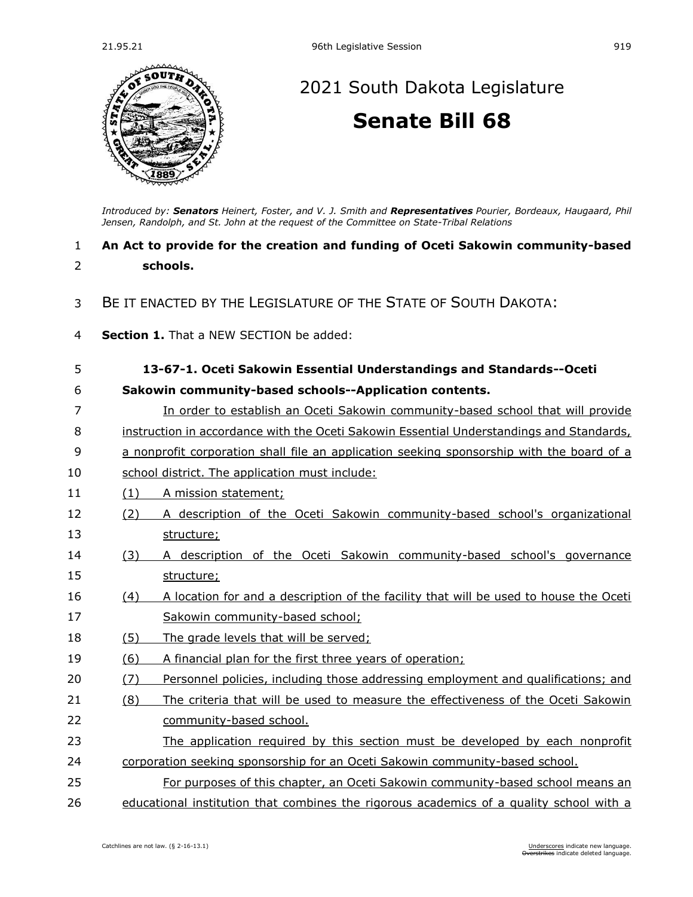# 2021 South Dakota Legislature

# Senate Bill 68

*Introduced by: **Senators** Heinert, Foster, and V. J. Smith and **Representatives** Pourier, Bordeaux, Haugaard, Phil Jensen, Randolph, and St. John at the request of the Committee on State-Tribal Relations*

**An Act to provide for the creation and funding of Oceti Sakowin community-based schools.**

BE IT ENACTED BY THE LEGISLATURE OF THE STATE OF SOUTH DAKOTA:

**Section 1.** That a NEW SECTION be added:

**13-67-1. Oceti Sakowin Essential Understandings and Standards--Oceti Sakowin community-based schools--Application contents.**

In order to establish an Oceti Sakowin community-based school that will provide instruction in accordance with the Oceti Sakowin Essential Understandings and Standards, a nonprofit corporation shall file an application seeking sponsorship with the board of a school district. The application must include:

(1) A mission statement;

(2) A description of the Oceti Sakowin community-based school's organizational structure;

(3) A description of the Oceti Sakowin community-based school's governance structure;

(4) A location for and a description of the facility that will be used to house the Oceti Sakowin community-based school;

(5) The grade levels that will be served;

(6) A financial plan for the first three years of operation;

(7) Personnel policies, including those addressing employment and qualifications; and

(8) The criteria that will be used to measure the effectiveness of the Oceti Sakowin community-based school.

The application required by this section must be developed by each nonprofit corporation seeking sponsorship for an Oceti Sakowin community-based school.

For purposes of this chapter, an Oceti Sakowin community-based school means an educational institution that combines the rigorous academics of a quality school with a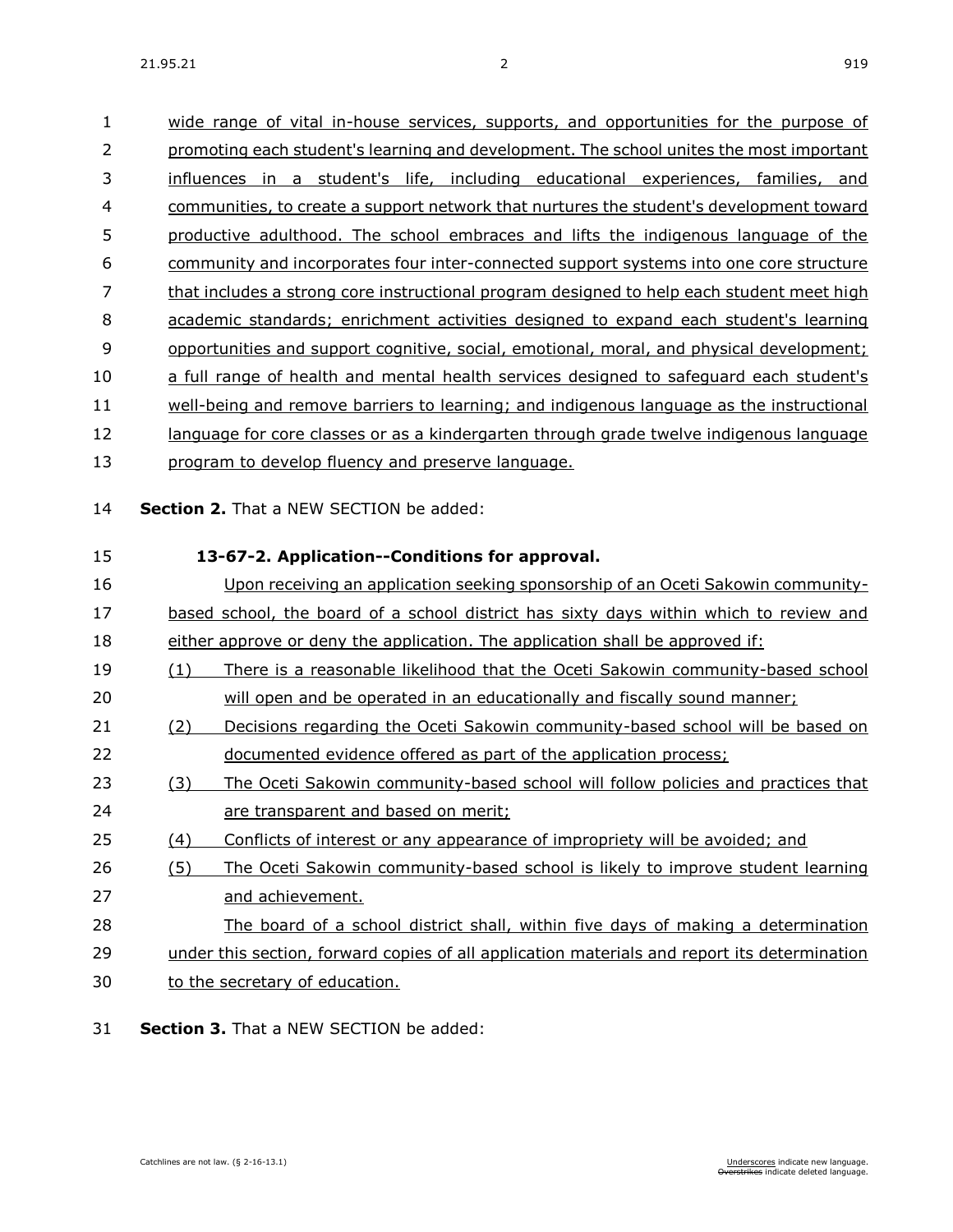wide range of vital in-house services, supports, and opportunities for the purpose of promoting each student's learning and development. The school unites the most important influences in a student's life, including educational experiences, families, and communities, to create a support network that nurtures the student's development toward productive adulthood. The school embraces and lifts the indigenous language of the community and incorporates four inter-connected support systems into one core structure that includes a strong core instructional program designed to help each student meet high academic standards; enrichment activities designed to expand each student's learning opportunities and support cognitive, social, emotional, moral, and physical development; a full range of health and mental health services designed to safeguard each student's well-being and remove barriers to learning; and indigenous language as the instructional language for core classes or as a kindergarten through grade twelve indigenous language program to develop fluency and preserve language.

**Section 2.** That a NEW SECTION be added:

**13-67-2. Application--Conditions for approval.**

Upon receiving an application seeking sponsorship of an Oceti Sakowin community-based school, the board of a school district has sixty days within which to review and either approve or deny the application. The application shall be approved if:

(1) There is a reasonable likelihood that the Oceti Sakowin community-based school will open and be operated in an educationally and fiscally sound manner;

(2) Decisions regarding the Oceti Sakowin community-based school will be based on documented evidence offered as part of the application process;

(3) The Oceti Sakowin community-based school will follow policies and practices that are transparent and based on merit;

(4) Conflicts of interest or any appearance of impropriety will be avoided; and

(5) The Oceti Sakowin community-based school is likely to improve student learning and achievement.

The board of a school district shall, within five days of making a determination under this section, forward copies of all application materials and report its determination to the secretary of education.

**Section 3.** That a NEW SECTION be added: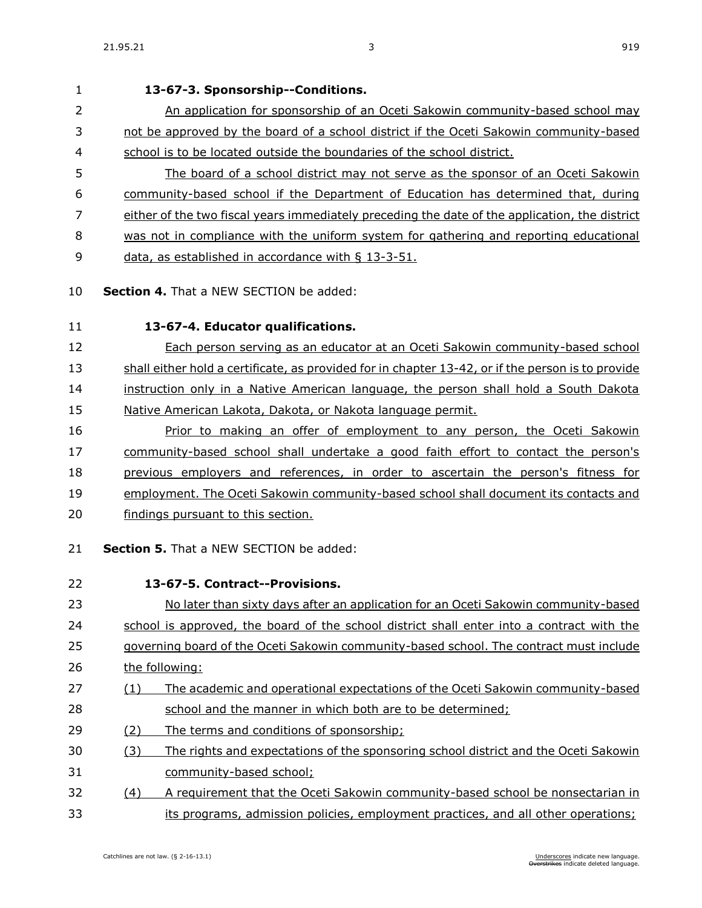**13-67-3. Sponsorship--Conditions.**

An application for sponsorship of an Oceti Sakowin community-based school may not be approved by the board of a school district if the Oceti Sakowin community-based school is to be located outside the boundaries of the school district.

The board of a school district may not serve as the sponsor of an Oceti Sakowin community-based school if the Department of Education has determined that, during either of the two fiscal years immediately preceding the date of the application, the district was not in compliance with the uniform system for gathering and reporting educational data, as established in accordance with § 13-3-51.

**Section 4.** That a NEW SECTION be added:

**13-67-4. Educator qualifications.**

Each person serving as an educator at an Oceti Sakowin community-based school shall either hold a certificate, as provided for in chapter 13-42, or if the person is to provide instruction only in a Native American language, the person shall hold a South Dakota Native American Lakota, Dakota, or Nakota language permit.

Prior to making an offer of employment to any person, the Oceti Sakowin community-based school shall undertake a good faith effort to contact the person's previous employers and references, in order to ascertain the person's fitness for employment. The Oceti Sakowin community-based school shall document its contacts and findings pursuant to this section.

**Section 5.** That a NEW SECTION be added:

**13-67-5. Contract--Provisions.**

No later than sixty days after an application for an Oceti Sakowin community-based school is approved, the board of the school district shall enter into a contract with the governing board of the Oceti Sakowin community-based school. The contract must include the following:

(1) The academic and operational expectations of the Oceti Sakowin community-based school and the manner in which both are to be determined;

(2) The terms and conditions of sponsorship;

(3) The rights and expectations of the sponsoring school district and the Oceti Sakowin community-based school;

(4) A requirement that the Oceti Sakowin community-based school be nonsectarian in its programs, admission policies, employment practices, and all other operations;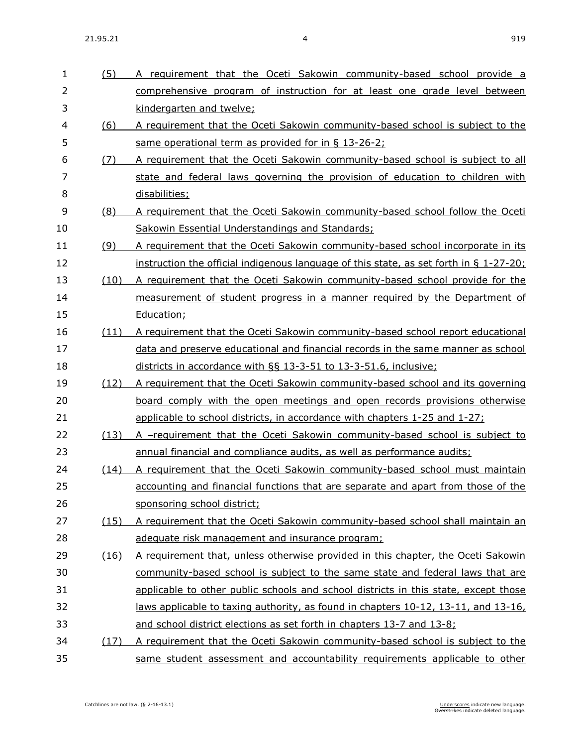(5) A requirement that the Oceti Sakowin community-based school provide a comprehensive program of instruction for at least one grade level between kindergarten and twelve;

(6) A requirement that the Oceti Sakowin community-based school is subject to the same operational term as provided for in § 13-26-2;

(7) A requirement that the Oceti Sakowin community-based school is subject to all state and federal laws governing the provision of education to children with disabilities;

(8) A requirement that the Oceti Sakowin community-based school follow the Oceti Sakowin Essential Understandings and Standards;

(9) A requirement that the Oceti Sakowin community-based school incorporate in its instruction the official indigenous language of this state, as set forth in § 1-27-20;

(10) A requirement that the Oceti Sakowin community-based school provide for the measurement of student progress in a manner required by the Department of Education;

(11) A requirement that the Oceti Sakowin community-based school report educational data and preserve educational and financial records in the same manner as school districts in accordance with §§ 13-3-51 to 13-3-51.6, inclusive;

(12) A requirement that the Oceti Sakowin community-based school and its governing board comply with the open meetings and open records provisions otherwise applicable to school districts, in accordance with chapters 1-25 and 1-27;

(13) A requirement that the Oceti Sakowin community-based school is subject to annual financial and compliance audits, as well as performance audits;

(14) A requirement that the Oceti Sakowin community-based school must maintain accounting and financial functions that are separate and apart from those of the sponsoring school district;

(15) A requirement that the Oceti Sakowin community-based school shall maintain an adequate risk management and insurance program;

(16) A requirement that, unless otherwise provided in this chapter, the Oceti Sakowin community-based school is subject to the same state and federal laws that are applicable to other public schools and school districts in this state, except those laws applicable to taxing authority, as found in chapters 10-12, 13-11, and 13-16, and school district elections as set forth in chapters 13-7 and 13-8;

(17) A requirement that the Oceti Sakowin community-based school is subject to the same student assessment and accountability requirements applicable to other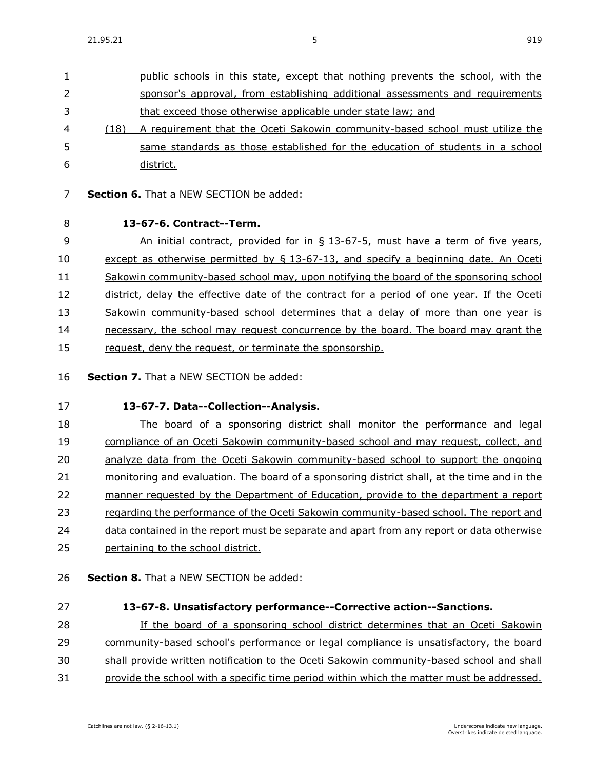public schools in this state, except that nothing prevents the school, with the sponsor's approval, from establishing additional assessments and requirements that exceed those otherwise applicable under state law; and

(18) A requirement that the Oceti Sakowin community-based school must utilize the same standards as those established for the education of students in a school district.

**Section 6.** That a NEW SECTION be added:

**13-67-6. Contract--Term.**

An initial contract, provided for in § 13-67-5, must have a term of five years, except as otherwise permitted by § 13-67-13, and specify a beginning date. An Oceti Sakowin community-based school may, upon notifying the board of the sponsoring school district, delay the effective date of the contract for a period of one year. If the Oceti Sakowin community-based school determines that a delay of more than one year is necessary, the school may request concurrence by the board. The board may grant the request, deny the request, or terminate the sponsorship.

**Section 7.** That a NEW SECTION be added:

**13-67-7. Data--Collection--Analysis.**

The board of a sponsoring district shall monitor the performance and legal compliance of an Oceti Sakowin community-based school and may request, collect, and analyze data from the Oceti Sakowin community-based school to support the ongoing monitoring and evaluation. The board of a sponsoring district shall, at the time and in the manner requested by the Department of Education, provide to the department a report regarding the performance of the Oceti Sakowin community-based school. The report and data contained in the report must be separate and apart from any report or data otherwise pertaining to the school district.

**Section 8.** That a NEW SECTION be added:

**13-67-8. Unsatisfactory performance--Corrective action--Sanctions.**

If the board of a sponsoring school district determines that an Oceti Sakowin community-based school's performance or legal compliance is unsatisfactory, the board shall provide written notification to the Oceti Sakowin community-based school and shall provide the school with a specific time period within which the matter must be addressed.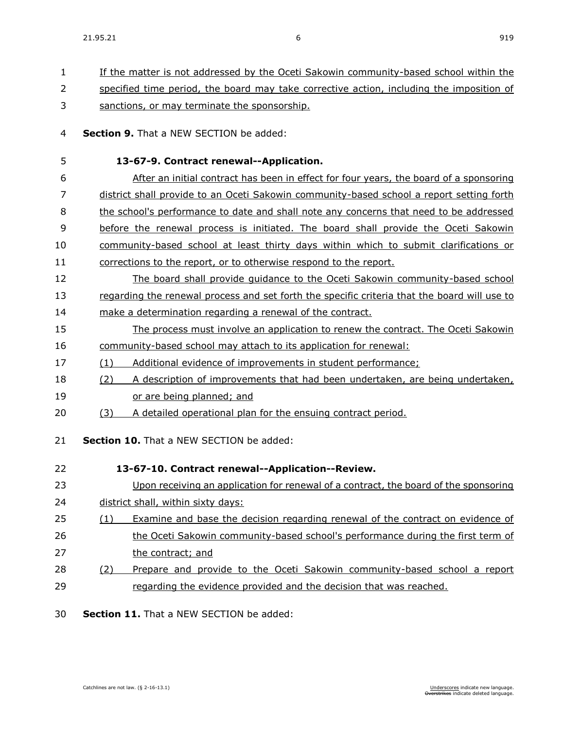If the matter is not addressed by the Oceti Sakowin community-based school within the specified time period, the board may take corrective action, including the imposition of sanctions, or may terminate the sponsorship.

**Section 9.** That a NEW SECTION be added:

**13-67-9. Contract renewal--Application.**

After an initial contract has been in effect for four years, the board of a sponsoring district shall provide to an Oceti Sakowin community-based school a report setting forth the school's performance to date and shall note any concerns that need to be addressed before the renewal process is initiated. The board shall provide the Oceti Sakowin community-based school at least thirty days within which to submit clarifications or corrections to the report, or to otherwise respond to the report.

The board shall provide guidance to the Oceti Sakowin community-based school regarding the renewal process and set forth the specific criteria that the board will use to make a determination regarding a renewal of the contract.

The process must involve an application to renew the contract. The Oceti Sakowin community-based school may attach to its application for renewal:

(1) Additional evidence of improvements in student performance;

(2) A description of improvements that had been undertaken, are being undertaken, or are being planned; and

(3) A detailed operational plan for the ensuing contract period.

**Section 10.** That a NEW SECTION be added:

**13-67-10. Contract renewal--Application--Review.**

Upon receiving an application for renewal of a contract, the board of the sponsoring district shall, within sixty days:

(1) Examine and base the decision regarding renewal of the contract on evidence of the Oceti Sakowin community-based school's performance during the first term of the contract; and

(2) Prepare and provide to the Oceti Sakowin community-based school a report regarding the evidence provided and the decision that was reached.

**Section 11.** That a NEW SECTION be added: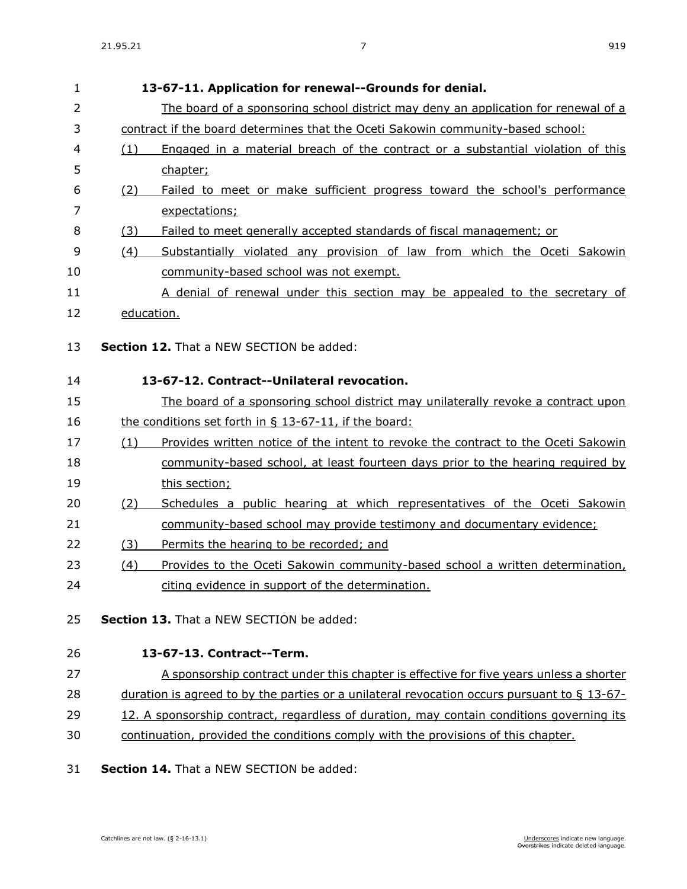**13-67-11. Application for renewal--Grounds for denial.**

The board of a sponsoring school district may deny an application for renewal of a contract if the board determines that the Oceti Sakowin community-based school:

(1) Engaged in a material breach of the contract or a substantial violation of this chapter;

(2) Failed to meet or make sufficient progress toward the school's performance expectations;

(3) Failed to meet generally accepted standards of fiscal management; or

(4) Substantially violated any provision of law from which the Oceti Sakowin community-based school was not exempt.

A denial of renewal under this section may be appealed to the secretary of education.

**Section 12.** That a NEW SECTION be added:

**13-67-12. Contract--Unilateral revocation.**

The board of a sponsoring school district may unilaterally revoke a contract upon the conditions set forth in § 13-67-11, if the board:

(1) Provides written notice of the intent to revoke the contract to the Oceti Sakowin community-based school, at least fourteen days prior to the hearing required by this section;

(2) Schedules a public hearing at which representatives of the Oceti Sakowin community-based school may provide testimony and documentary evidence;

(3) Permits the hearing to be recorded; and

(4) Provides to the Oceti Sakowin community-based school a written determination, citing evidence in support of the determination.

**Section 13.** That a NEW SECTION be added:

**13-67-13. Contract--Term.**

A sponsorship contract under this chapter is effective for five years unless a shorter duration is agreed to by the parties or a unilateral revocation occurs pursuant to § 13-67-12. A sponsorship contract, regardless of duration, may contain conditions governing its continuation, provided the conditions comply with the provisions of this chapter.

**Section 14.** That a NEW SECTION be added: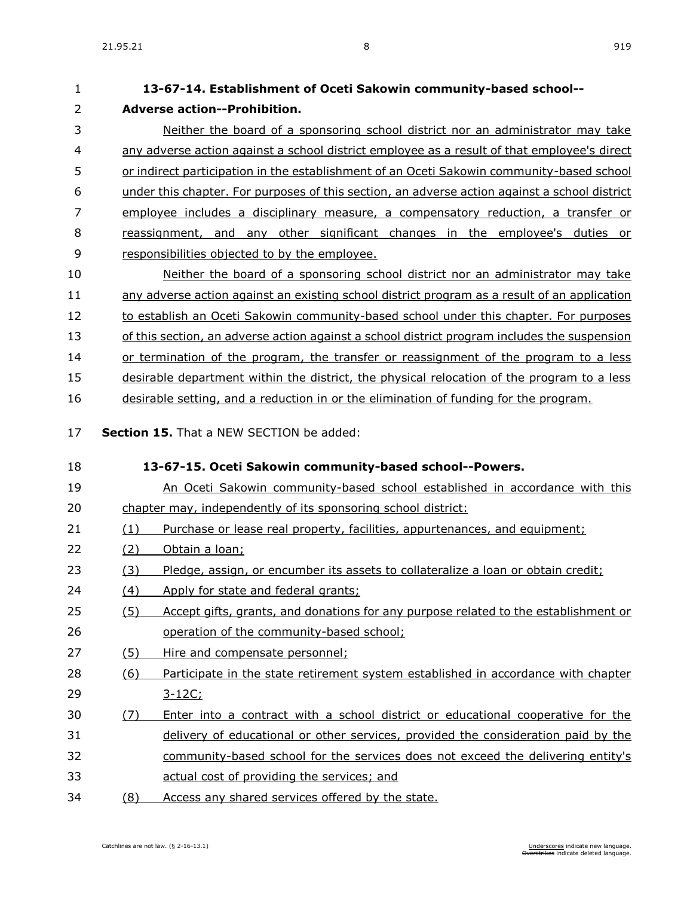**13-67-14. Establishment of Oceti Sakowin community-based school--Adverse action--Prohibition.**

Neither the board of a sponsoring school district nor an administrator may take any adverse action against a school district employee as a result of that employee's direct or indirect participation in the establishment of an Oceti Sakowin community-based school under this chapter. For purposes of this section, an adverse action against a school district employee includes a disciplinary measure, a compensatory reduction, a transfer or reassignment, and any other significant changes in the employee's duties or responsibilities objected to by the employee.

Neither the board of a sponsoring school district nor an administrator may take any adverse action against an existing school district program as a result of an application to establish an Oceti Sakowin community-based school under this chapter. For purposes of this section, an adverse action against a school district program includes the suspension or termination of the program, the transfer or reassignment of the program to a less desirable department within the district, the physical relocation of the program to a less desirable setting, and a reduction in or the elimination of funding for the program.

**Section 15.** That a NEW SECTION be added:

**13-67-15. Oceti Sakowin community-based school--Powers.**

An Oceti Sakowin community-based school established in accordance with this chapter may, independently of its sponsoring school district:

(1) Purchase or lease real property, facilities, appurtenances, and equipment;

(2) Obtain a loan;

(3) Pledge, assign, or encumber its assets to collateralize a loan or obtain credit;

(4) Apply for state and federal grants;

(5) Accept gifts, grants, and donations for any purpose related to the establishment or operation of the community-based school;

(5) Hire and compensate personnel;

(6) Participate in the state retirement system established in accordance with chapter 3-12C;

(7) Enter into a contract with a school district or educational cooperative for the delivery of educational or other services, provided the consideration paid by the community-based school for the services does not exceed the delivering entity's actual cost of providing the services; and

(8) Access any shared services offered by the state.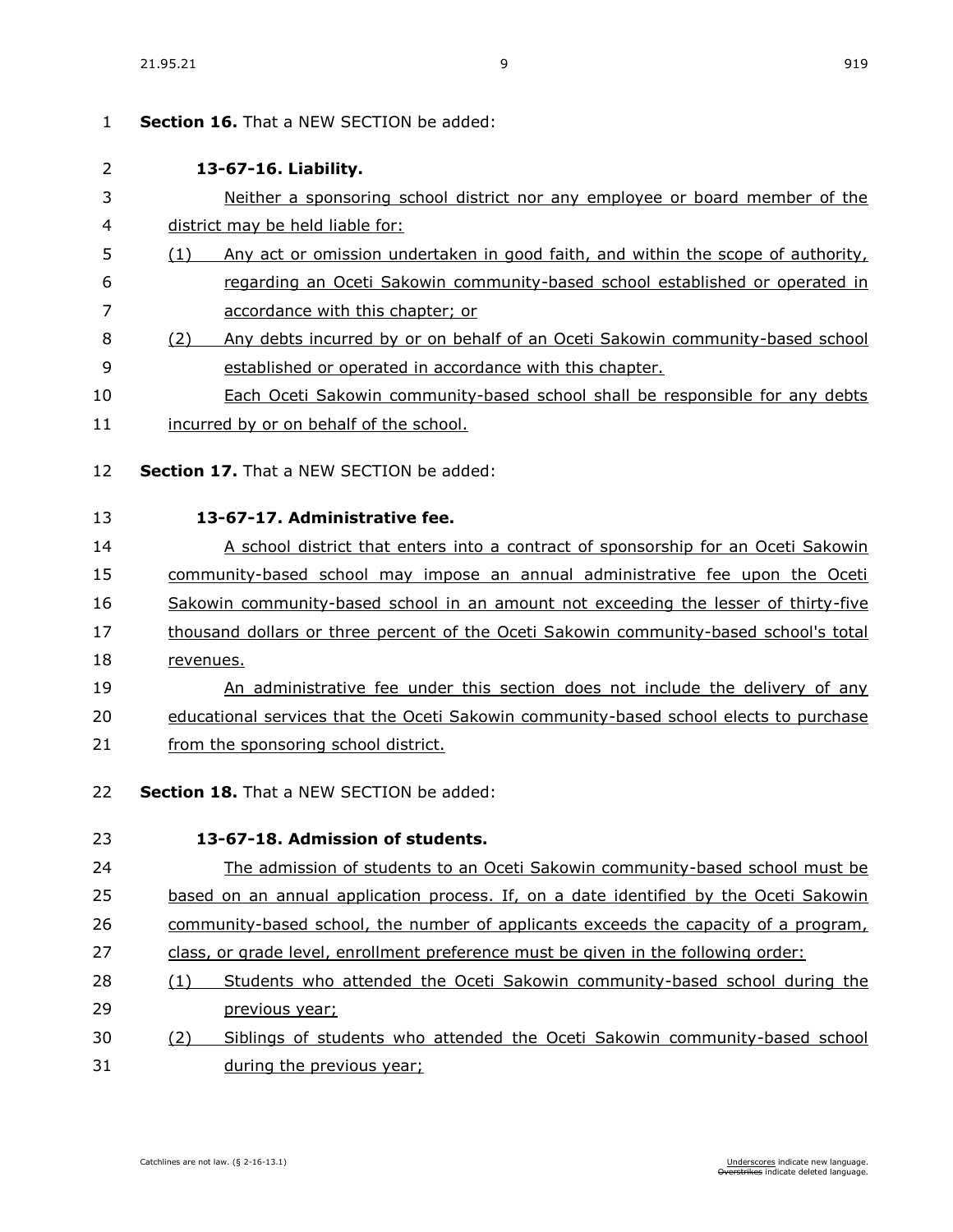**Section 16.** That a NEW SECTION be added:

**13-67-16. Liability.**

Neither a sponsoring school district nor any employee or board member of the district may be held liable for:

(1) Any act or omission undertaken in good faith, and within the scope of authority, regarding an Oceti Sakowin community-based school established or operated in accordance with this chapter; or

(2) Any debts incurred by or on behalf of an Oceti Sakowin community-based school established or operated in accordance with this chapter.

Each Oceti Sakowin community-based school shall be responsible for any debts incurred by or on behalf of the school.

**Section 17.** That a NEW SECTION be added:

**13-67-17. Administrative fee.**

A school district that enters into a contract of sponsorship for an Oceti Sakowin community-based school may impose an annual administrative fee upon the Oceti Sakowin community-based school in an amount not exceeding the lesser of thirty-five thousand dollars or three percent of the Oceti Sakowin community-based school's total revenues.

An administrative fee under this section does not include the delivery of any educational services that the Oceti Sakowin community-based school elects to purchase from the sponsoring school district.

**Section 18.** That a NEW SECTION be added:

**13-67-18. Admission of students.**

The admission of students to an Oceti Sakowin community-based school must be based on an annual application process. If, on a date identified by the Oceti Sakowin community-based school, the number of applicants exceeds the capacity of a program, class, or grade level, enrollment preference must be given in the following order:

(1) Students who attended the Oceti Sakowin community-based school during the previous year;

(2) Siblings of students who attended the Oceti Sakowin community-based school during the previous year;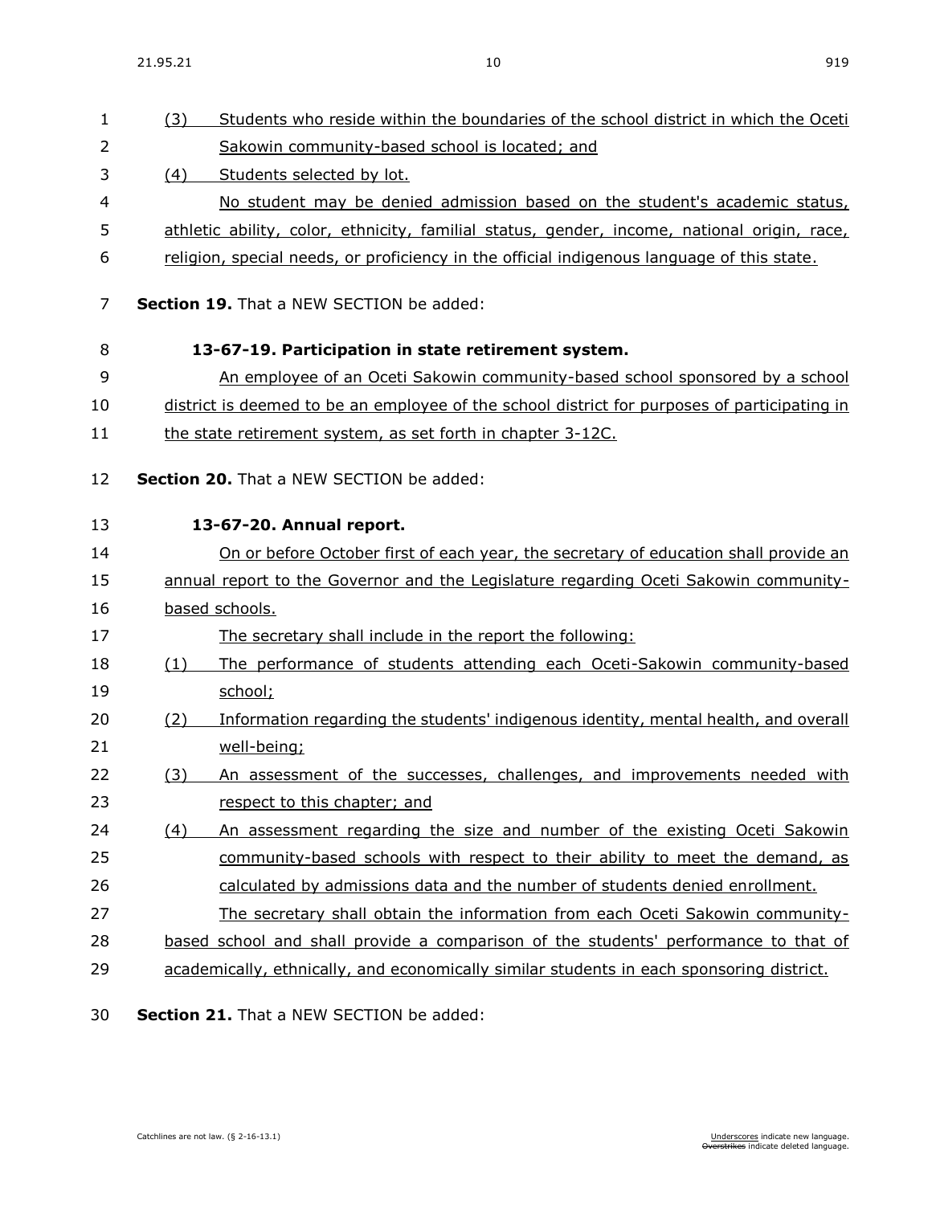(3) Students who reside within the boundaries of the school district in which the Oceti Sakowin community-based school is located; and

(4) Students selected by lot.

No student may be denied admission based on the student's academic status, athletic ability, color, ethnicity, familial status, gender, income, national origin, race, religion, special needs, or proficiency in the official indigenous language of this state.

**Section 19.** That a NEW SECTION be added:

**13-67-19. Participation in state retirement system.**

An employee of an Oceti Sakowin community-based school sponsored by a school district is deemed to be an employee of the school district for purposes of participating in the state retirement system, as set forth in chapter 3-12C.

**Section 20.** That a NEW SECTION be added:

**13-67-20. Annual report.**

On or before October first of each year, the secretary of education shall provide an annual report to the Governor and the Legislature regarding Oceti Sakowin community-based schools.

The secretary shall include in the report the following:

(1) The performance of students attending each Oceti-Sakowin community-based school;

(2) Information regarding the students' indigenous identity, mental health, and overall well-being;

(3) An assessment of the successes, challenges, and improvements needed with respect to this chapter; and

(4) An assessment regarding the size and number of the existing Oceti Sakowin community-based schools with respect to their ability to meet the demand, as calculated by admissions data and the number of students denied enrollment.

The secretary shall obtain the information from each Oceti Sakowin community-based school and shall provide a comparison of the students' performance to that of academically, ethnically, and economically similar students in each sponsoring district.

**Section 21.** That a NEW SECTION be added: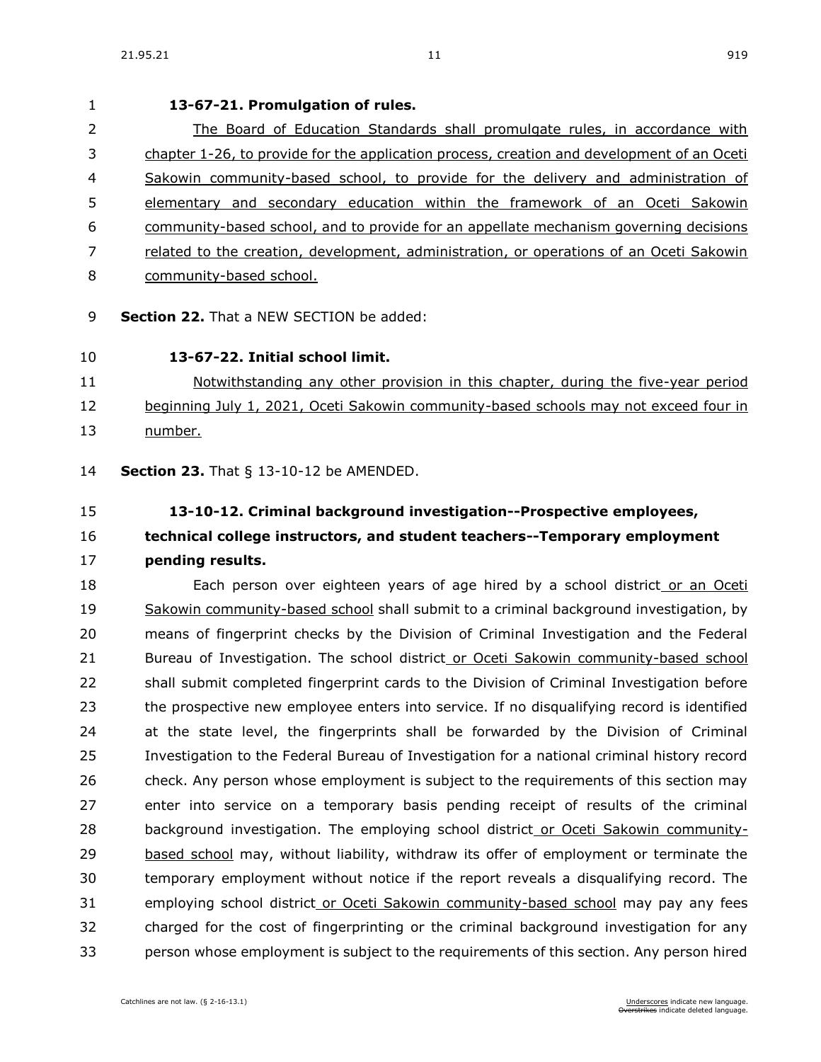**13-67-21. Promulgation of rules.**

The Board of Education Standards shall promulgate rules, in accordance with chapter 1-26, to provide for the application process, creation and development of an Oceti Sakowin community-based school, to provide for the delivery and administration of elementary and secondary education within the framework of an Oceti Sakowin community-based school, and to provide for an appellate mechanism governing decisions related to the creation, development, administration, or operations of an Oceti Sakowin community-based school.

**Section 22.** That a NEW SECTION be added:

**13-67-22. Initial school limit.**

Notwithstanding any other provision in this chapter, during the five-year period beginning July 1, 2021, Oceti Sakowin community-based schools may not exceed four in number.

**Section 23.** That § 13-10-12 be AMENDED.

**13-10-12. Criminal background investigation--Prospective employees, technical college instructors, and student teachers--Temporary employment pending results.**

Each person over eighteen years of age hired by a school district or an Oceti Sakowin community-based school shall submit to a criminal background investigation, by means of fingerprint checks by the Division of Criminal Investigation and the Federal Bureau of Investigation. The school district or Oceti Sakowin community-based school shall submit completed fingerprint cards to the Division of Criminal Investigation before the prospective new employee enters into service. If no disqualifying record is identified at the state level, the fingerprints shall be forwarded by the Division of Criminal Investigation to the Federal Bureau of Investigation for a national criminal history record check. Any person whose employment is subject to the requirements of this section may enter into service on a temporary basis pending receipt of results of the criminal background investigation. The employing school district or Oceti Sakowin community-based school may, without liability, withdraw its offer of employment or terminate the temporary employment without notice if the report reveals a disqualifying record. The employing school district or Oceti Sakowin community-based school may pay any fees charged for the cost of fingerprinting or the criminal background investigation for any person whose employment is subject to the requirements of this section. Any person hired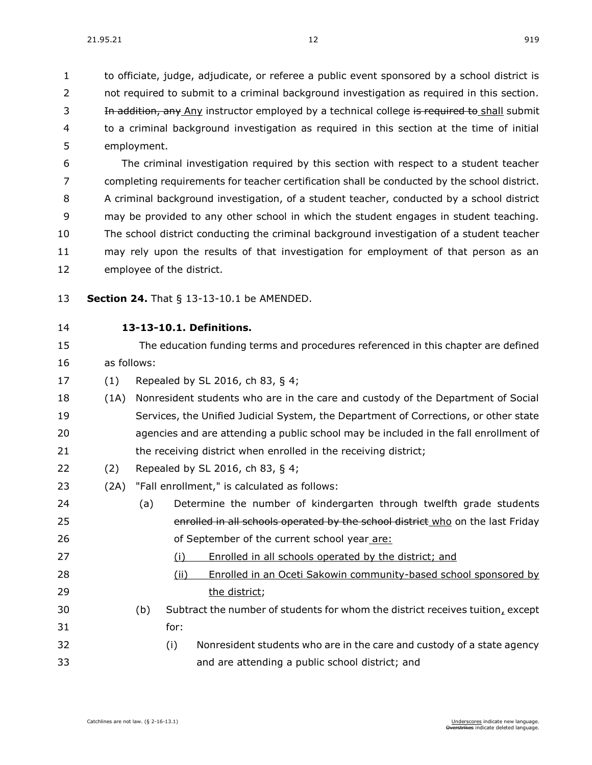to officiate, judge, adjudicate, or referee a public event sponsored by a school district is not required to submit to a criminal background investigation as required in this section. ~~In addition, any~~ Any instructor employed by a technical college ~~is required to~~ shall submit to a criminal background investigation as required in this section at the time of initial employment.

The criminal investigation required by this section with respect to a student teacher completing requirements for teacher certification shall be conducted by the school district. A criminal background investigation, of a student teacher, conducted by a school district may be provided to any other school in which the student engages in student teaching. The school district conducting the criminal background investigation of a student teacher may rely upon the results of that investigation for employment of that person as an employee of the district.

**Section 24.** That § 13-13-10.1 be AMENDED.

**13-13-10.1. Definitions.**

The education funding terms and procedures referenced in this chapter are defined as follows:

(1) Repealed by SL 2016, ch 83, § 4;

(1A) Nonresident students who are in the care and custody of the Department of Social Services, the Unified Judicial System, the Department of Corrections, or other state agencies and are attending a public school may be included in the fall enrollment of the receiving district when enrolled in the receiving district;

(2) Repealed by SL 2016, ch 83, § 4;

(2A) "Fall enrollment," is calculated as follows:

(a) Determine the number of kindergarten through twelfth grade students ~~enrolled in all schools operated by the school district~~ who on the last Friday of September of the current school year are:

(i) Enrolled in all schools operated by the district; and

(ii) Enrolled in an Oceti Sakowin community-based school sponsored by the district;

(b) Subtract the number of students for whom the district receives tuition, except for:

(i) Nonresident students who are in the care and custody of a state agency and are attending a public school district; and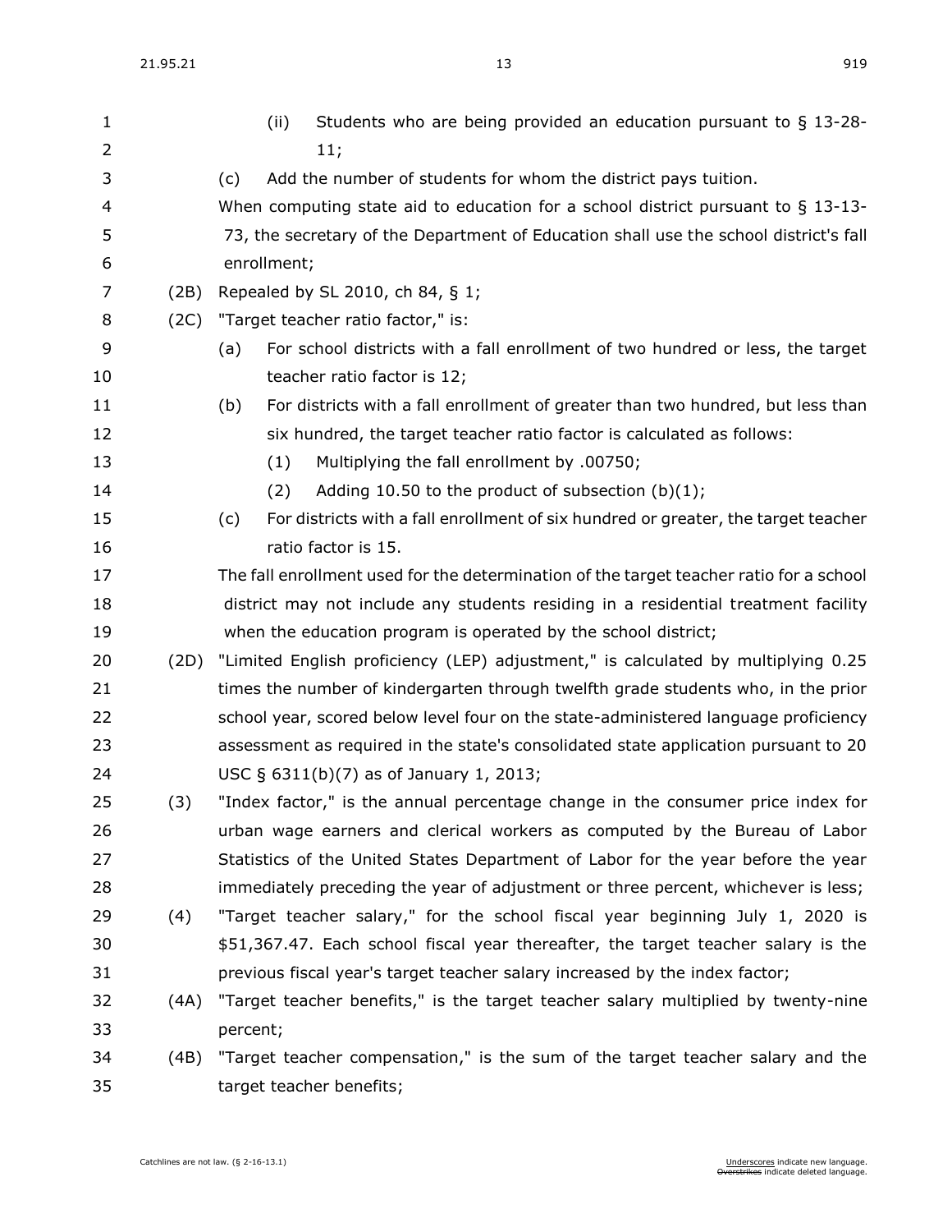(ii) Students who are being provided an education pursuant to § 13-28-11;

(c) Add the number of students for whom the district pays tuition.

When computing state aid to education for a school district pursuant to § 13-13-73, the secretary of the Department of Education shall use the school district's fall enrollment;

(2B) Repealed by SL 2010, ch 84, § 1;

(2C) "Target teacher ratio factor," is:

(a) For school districts with a fall enrollment of two hundred or less, the target teacher ratio factor is 12;

(b) For districts with a fall enrollment of greater than two hundred, but less than six hundred, the target teacher ratio factor is calculated as follows:

(1) Multiplying the fall enrollment by .00750;

(2) Adding 10.50 to the product of subsection (b)(1);

(c) For districts with a fall enrollment of six hundred or greater, the target teacher ratio factor is 15.

The fall enrollment used for the determination of the target teacher ratio for a school district may not include any students residing in a residential treatment facility when the education program is operated by the school district;

(2D) "Limited English proficiency (LEP) adjustment," is calculated by multiplying 0.25 times the number of kindergarten through twelfth grade students who, in the prior school year, scored below level four on the state-administered language proficiency assessment as required in the state's consolidated state application pursuant to 20 USC § 6311(b)(7) as of January 1, 2013;

(3) "Index factor," is the annual percentage change in the consumer price index for urban wage earners and clerical workers as computed by the Bureau of Labor Statistics of the United States Department of Labor for the year before the year immediately preceding the year of adjustment or three percent, whichever is less;

(4) "Target teacher salary," for the school fiscal year beginning July 1, 2020 is $51,367.47. Each school fiscal year thereafter, the target teacher salary is the previous fiscal year's target teacher salary increased by the index factor;

(4A) "Target teacher benefits," is the target teacher salary multiplied by twenty-nine percent;

(4B) "Target teacher compensation," is the sum of the target teacher salary and the target teacher benefits;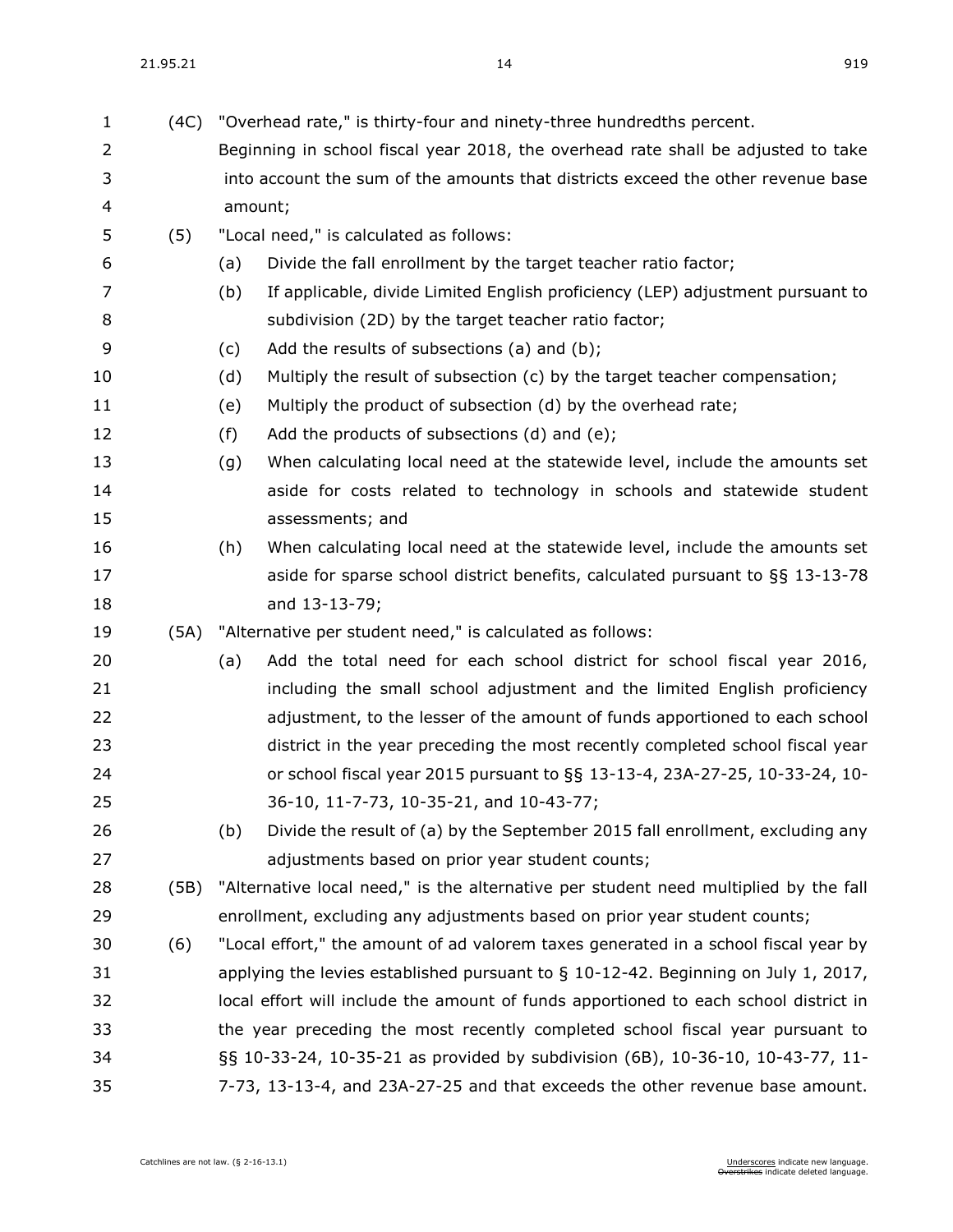(4C) "Overhead rate," is thirty-four and ninety-three hundredths percent. Beginning in school fiscal year 2018, the overhead rate shall be adjusted to take into account the sum of the amounts that districts exceed the other revenue base amount;

(5) "Local need," is calculated as follows:

- (a) Divide the fall enrollment by the target teacher ratio factor;
- (b) If applicable, divide Limited English proficiency (LEP) adjustment pursuant to subdivision (2D) by the target teacher ratio factor;
- (c) Add the results of subsections (a) and (b);
- (d) Multiply the result of subsection (c) by the target teacher compensation;
- (e) Multiply the product of subsection (d) by the overhead rate;
- (f) Add the products of subsections (d) and (e);
- (g) When calculating local need at the statewide level, include the amounts set aside for costs related to technology in schools and statewide student assessments; and
- (h) When calculating local need at the statewide level, include the amounts set aside for sparse school district benefits, calculated pursuant to §§ 13-13-78 and 13-13-79;

(5A) "Alternative per student need," is calculated as follows:

- (a) Add the total need for each school district for school fiscal year 2016, including the small school adjustment and the limited English proficiency adjustment, to the lesser of the amount of funds apportioned to each school district in the year preceding the most recently completed school fiscal year or school fiscal year 2015 pursuant to §§ 13-13-4, 23A-27-25, 10-33-24, 10-36-10, 11-7-73, 10-35-21, and 10-43-77;
- (b) Divide the result of (a) by the September 2015 fall enrollment, excluding any adjustments based on prior year student counts;

(5B) "Alternative local need," is the alternative per student need multiplied by the fall enrollment, excluding any adjustments based on prior year student counts;

(6) "Local effort," the amount of ad valorem taxes generated in a school fiscal year by applying the levies established pursuant to § 10-12-42. Beginning on July 1, 2017, local effort will include the amount of funds apportioned to each school district in the year preceding the most recently completed school fiscal year pursuant to §§ 10-33-24, 10-35-21 as provided by subdivision (6B), 10-36-10, 10-43-77, 11-7-73, 13-13-4, and 23A-27-25 and that exceeds the other revenue base amount.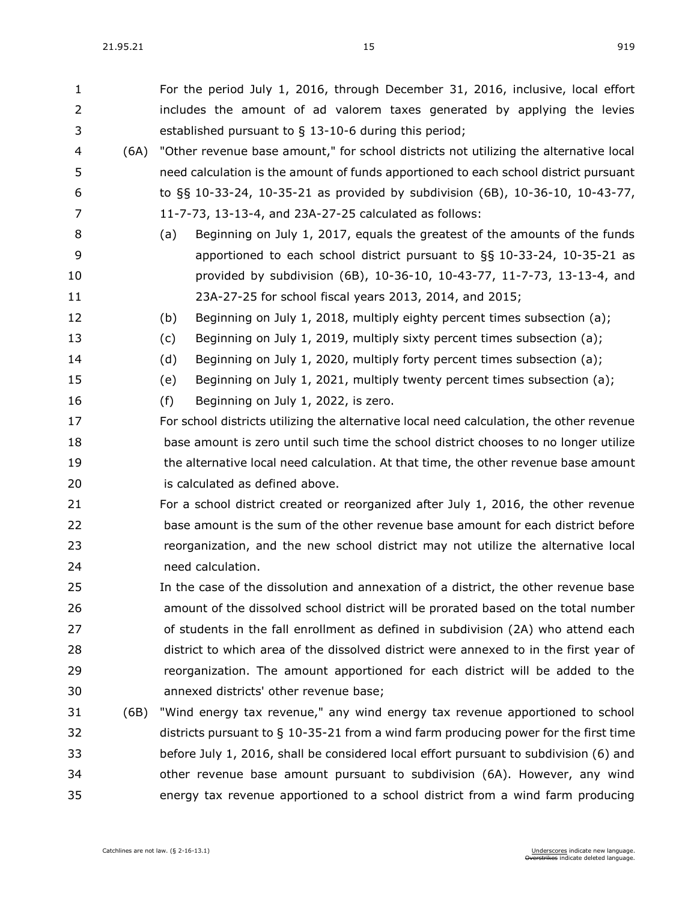For the period July 1, 2016, through December 31, 2016, inclusive, local effort includes the amount of ad valorem taxes generated by applying the levies established pursuant to § 13-10-6 during this period;

(6A) "Other revenue base amount," for school districts not utilizing the alternative local need calculation is the amount of funds apportioned to each school district pursuant to §§ 10-33-24, 10-35-21 as provided by subdivision (6B), 10-36-10, 10-43-77, 11-7-73, 13-13-4, and 23A-27-25 calculated as follows:

(a) Beginning on July 1, 2017, equals the greatest of the amounts of the funds apportioned to each school district pursuant to §§ 10-33-24, 10-35-21 as provided by subdivision (6B), 10-36-10, 10-43-77, 11-7-73, 13-13-4, and 23A-27-25 for school fiscal years 2013, 2014, and 2015;

(b) Beginning on July 1, 2018, multiply eighty percent times subsection (a);

(c) Beginning on July 1, 2019, multiply sixty percent times subsection (a);

(d) Beginning on July 1, 2020, multiply forty percent times subsection (a);

(e) Beginning on July 1, 2021, multiply twenty percent times subsection (a);

(f) Beginning on July 1, 2022, is zero.

For school districts utilizing the alternative local need calculation, the other revenue base amount is zero until such time the school district chooses to no longer utilize the alternative local need calculation. At that time, the other revenue base amount is calculated as defined above.

For a school district created or reorganized after July 1, 2016, the other revenue base amount is the sum of the other revenue base amount for each district before reorganization, and the new school district may not utilize the alternative local need calculation.

In the case of the dissolution and annexation of a district, the other revenue base amount of the dissolved school district will be prorated based on the total number of students in the fall enrollment as defined in subdivision (2A) who attend each district to which area of the dissolved district were annexed to in the first year of reorganization. The amount apportioned for each district will be added to the annexed districts' other revenue base;

(6B) "Wind energy tax revenue," any wind energy tax revenue apportioned to school districts pursuant to § 10-35-21 from a wind farm producing power for the first time before July 1, 2016, shall be considered local effort pursuant to subdivision (6) and other revenue base amount pursuant to subdivision (6A). However, any wind energy tax revenue apportioned to a school district from a wind farm producing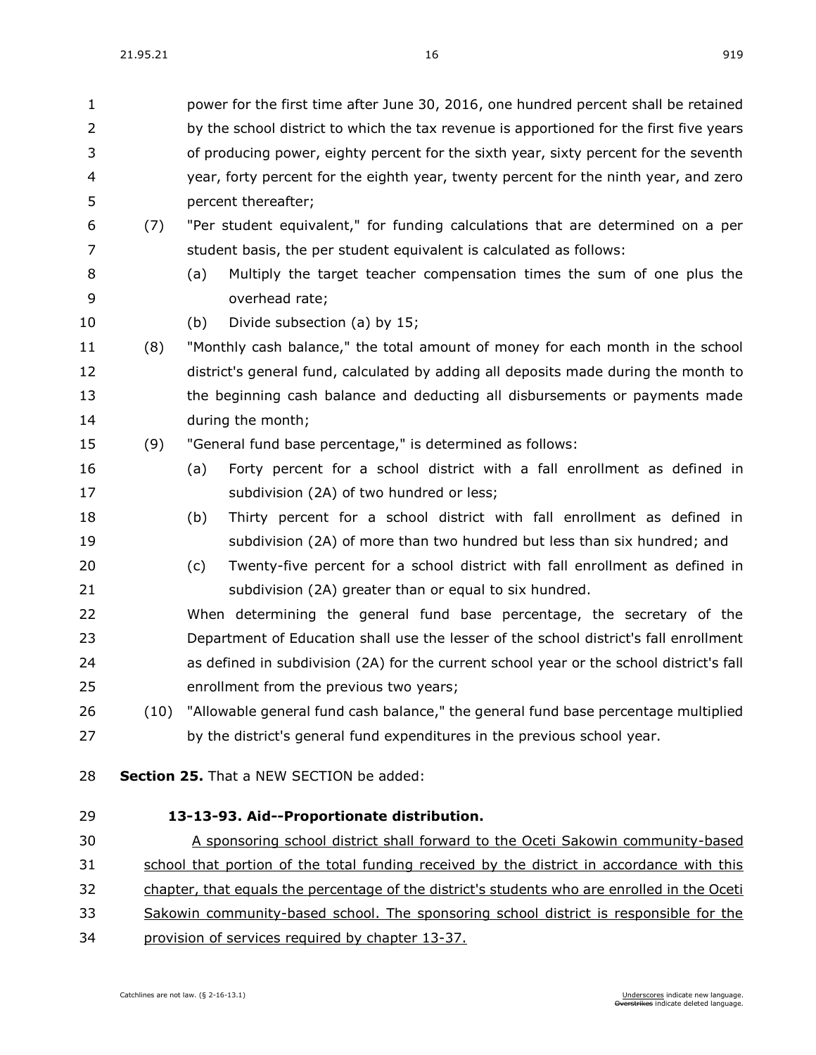power for the first time after June 30, 2016, one hundred percent shall be retained by the school district to which the tax revenue is apportioned for the first five years of producing power, eighty percent for the sixth year, sixty percent for the seventh year, forty percent for the eighth year, twenty percent for the ninth year, and zero percent thereafter;

(7) "Per student equivalent," for funding calculations that are determined on a per student basis, the per student equivalent is calculated as follows:

(a) Multiply the target teacher compensation times the sum of one plus the overhead rate;

(b) Divide subsection (a) by 15;

(8) "Monthly cash balance," the total amount of money for each month in the school district's general fund, calculated by adding all deposits made during the month to the beginning cash balance and deducting all disbursements or payments made during the month;

(9) "General fund base percentage," is determined as follows:

(a) Forty percent for a school district with a fall enrollment as defined in subdivision (2A) of two hundred or less;

(b) Thirty percent for a school district with fall enrollment as defined in subdivision (2A) of more than two hundred but less than six hundred; and

(c) Twenty-five percent for a school district with fall enrollment as defined in subdivision (2A) greater than or equal to six hundred.

When determining the general fund base percentage, the secretary of the Department of Education shall use the lesser of the school district's fall enrollment as defined in subdivision (2A) for the current school year or the school district's fall enrollment from the previous two years;

(10) "Allowable general fund cash balance," the general fund base percentage multiplied by the district's general fund expenditures in the previous school year.

**Section 25.** That a NEW SECTION be added:

**13-13-93. Aid--Proportionate distribution.**

A sponsoring school district shall forward to the Oceti Sakowin community-based school that portion of the total funding received by the district in accordance with this chapter, that equals the percentage of the district's students who are enrolled in the Oceti Sakowin community-based school. The sponsoring school district is responsible for the provision of services required by chapter 13-37.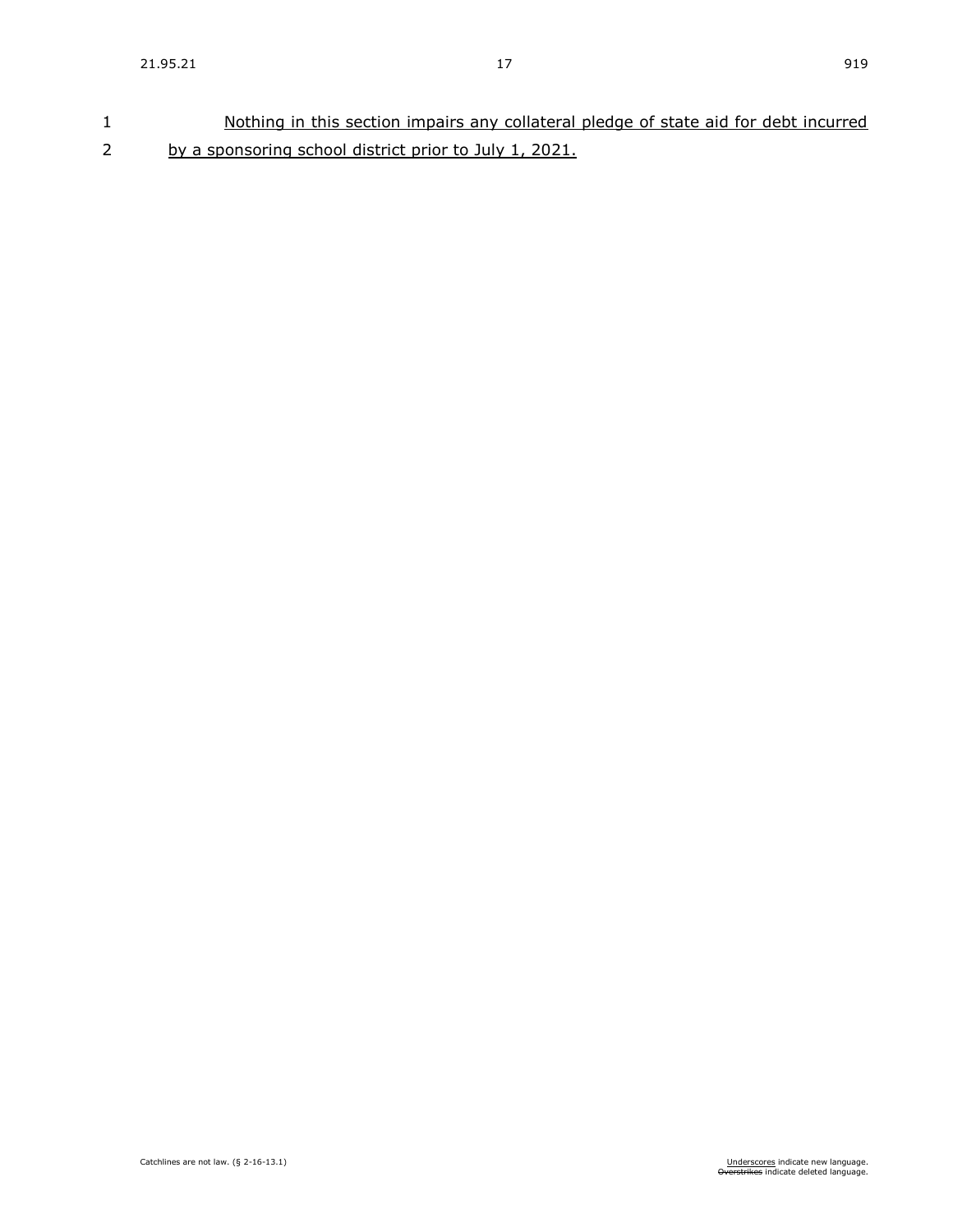Nothing in this section impairs any collateral pledge of state aid for debt incurred by a sponsoring school district prior to July 1, 2021.